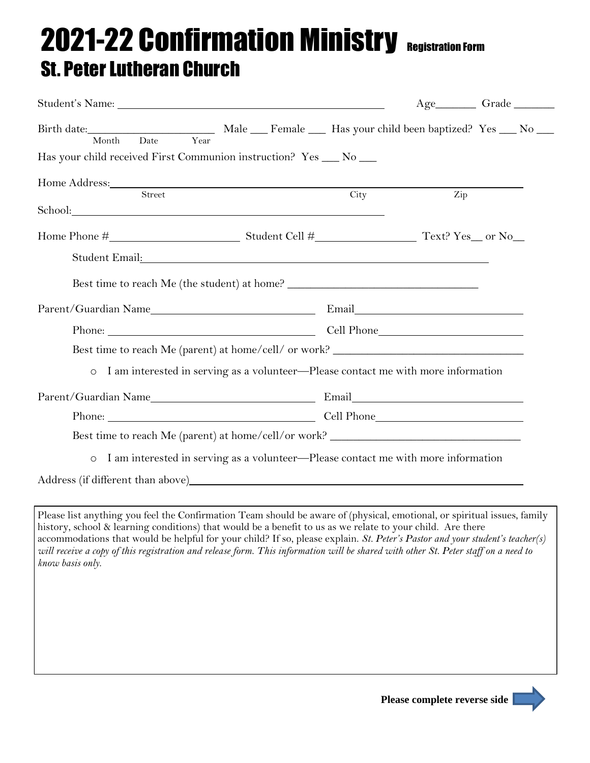# 2021-22 Confirmation Ministry Registration Form

## St. Peter Lutheran Church

Student's Name: ______________________________________________ Age_______ Grade _______

Birth date:______________________ Male ___ Female ___ Has your child been baptized? Yes ___ No ___
Month Date Year

Has your child received First Communion instruction? Yes ___ No ___

Home Address:_________________________________________________________________________
Street City Zip

School:______________________________________________________

Home Phone #______________________ Student Cell #__________________ Text? Yes__ or No__

Student Email:____________________________________________________________

Best time to reach Me (the student) at home? _________________________________

Parent/Guardian Name_____________________________ Email_____________________________

Phone: _____________________________________ Cell Phone__________________________

Best time to reach Me (parent) at home/cell/ or work? _________________________________

- I am interested in serving as a volunteer—Please contact me with more information

Parent/Guardian Name_____________________________ Email_____________________________

Phone: _____________________________________ Cell Phone__________________________

Best time to reach Me (parent) at home/cell/or work? _________________________________

- I am interested in serving as a volunteer—Please contact me with more information

Address (if different than above)___________________________________________________________

Please list anything you feel the Confirmation Team should be aware of (physical, emotional, or spiritual issues, family history, school & learning conditions) that would be a benefit to us as we relate to your child. Are there accommodations that would be helpful for your child? If so, please explain. *St. Peter's Pastor and your student's teacher(s) will receive a copy of this registration and release form. This information will be shared with other St. Peter staff on a need to know basis only.*

**Please complete reverse side**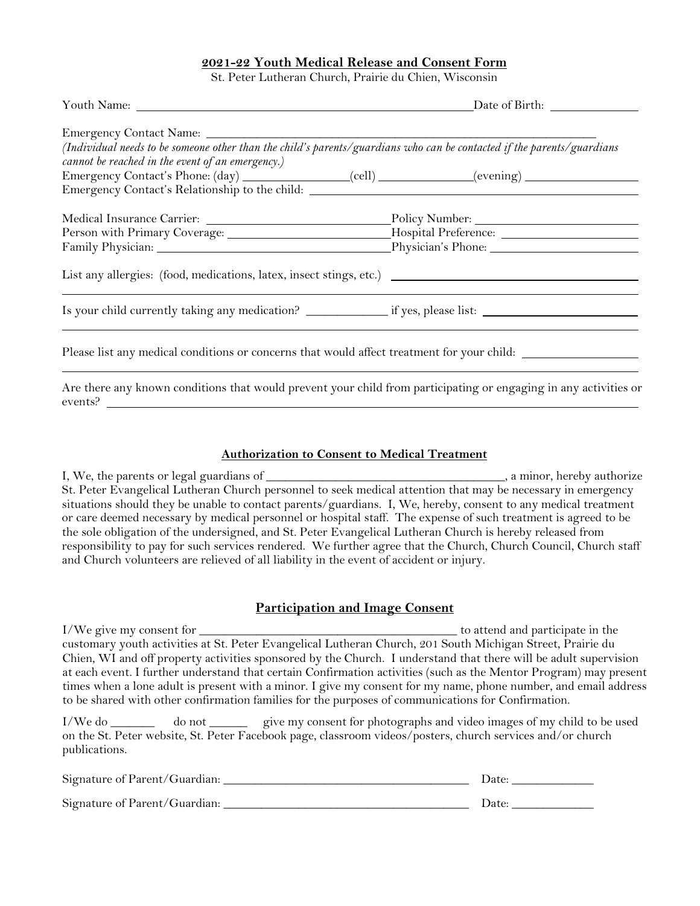**2021-22 Youth Medical Release and Consent Form**

St. Peter Lutheran Church, Prairie du Chien, Wisconsin

Youth Name: ______________________________________________ Date of Birth: ______________

Emergency Contact Name: ______________________________________________________________

*(Individual needs to be someone other than the child's parents/guardians who can be contacted if the parents/guardians cannot be reached in the event of an emergency.)*

Emergency Contact's Phone: (day) ________________(cell) ______________(evening) __________________

Emergency Contact's Relationship to the child: ____________________________________________

Medical Insurance Carrier: ______________________________ Policy Number: __________________________

Person with Primary Coverage: __________________________ Hospital Preference: ______________________

Family Physician: ____________________________________ Physician's Phone: ________________________

List any allergies: (food, medications, latex, insect stings, etc.) ________________________________________

_____________________________________________________________________________________

Is your child currently taking any medication? ____________ if yes, please list: __________________________

_____________________________________________________________________________________

Please list any medical conditions or concerns that would affect treatment for your child: ___________________

_____________________________________________________________________________________

Are there any known conditions that would prevent your child from participating or engaging in any activities or events? ______________________________________________________________________________

## Authorization to Consent to Medical Treatment

I, We, the parents or legal guardians of _____________________________________, a minor, hereby authorize St. Peter Evangelical Lutheran Church personnel to seek medical attention that may be necessary in emergency situations should they be unable to contact parents/guardians. I, We, hereby, consent to any medical treatment or care deemed necessary by medical personnel or hospital staff. The expense of such treatment is agreed to be the sole obligation of the undersigned, and St. Peter Evangelical Lutheran Church is hereby released from responsibility to pay for such services rendered. We further agree that the Church, Church Council, Church staff and Church volunteers are relieved of all liability in the event of accident or injury.

## Participation and Image Consent

I/We give my consent for ________________________________________ to attend and participate in the customary youth activities at St. Peter Evangelical Lutheran Church, 201 South Michigan Street, Prairie du Chien, WI and off property activities sponsored by the Church. I understand that there will be adult supervision at each event. I further understand that certain Confirmation activities (such as the Mentor Program) may present times when a lone adult is present with a minor. I give my consent for my name, phone number, and email address to be shared with other confirmation families for the purposes of communications for Confirmation.

I/We do _______ do not ______ give my consent for photographs and video images of my child to be used on the St. Peter website, St. Peter Facebook page, classroom videos/posters, church services and/or church publications.

Signature of Parent/Guardian: _______________________________________ Date: _____________

Signature of Parent/Guardian: _______________________________________ Date: _____________